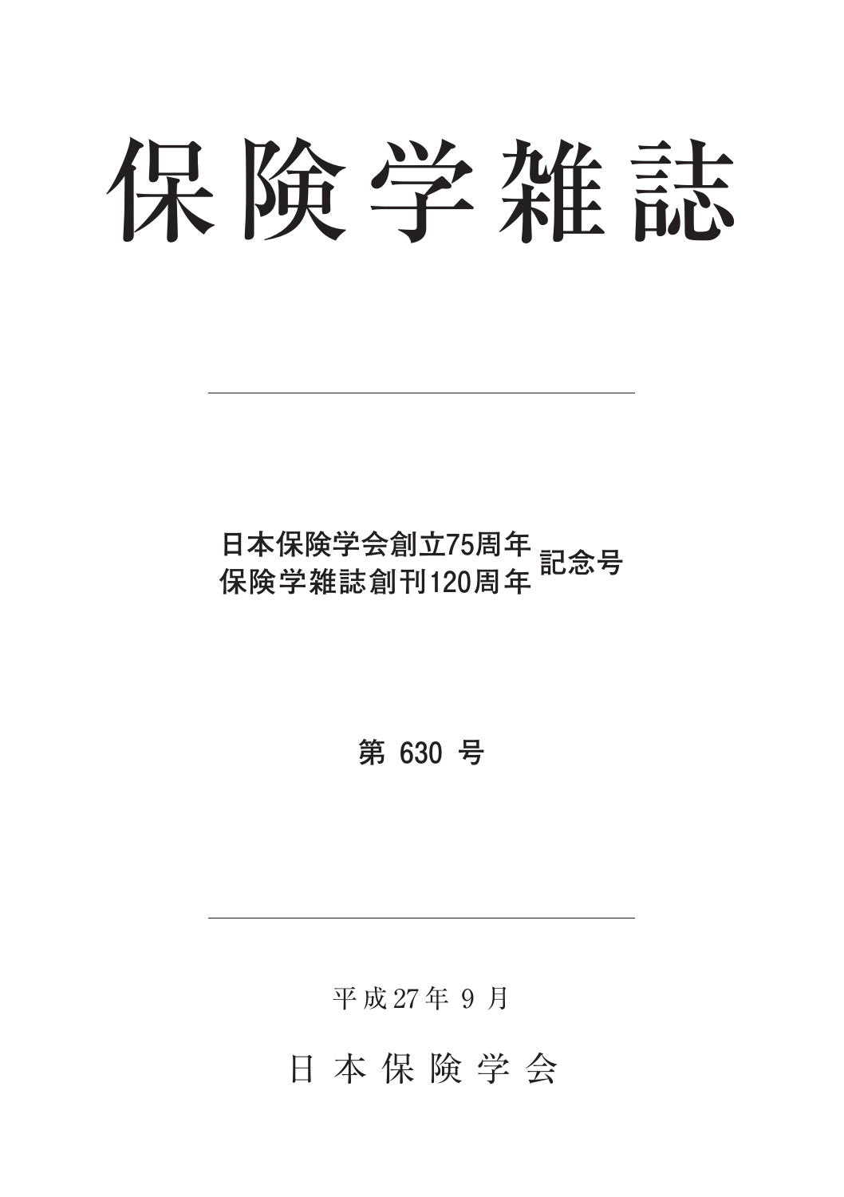# 保険学雑誌

日本保険学会創立75周年
保険学雑誌創刊120周年
記念号

第 630 号

平成27年 9 月

日 本 保 険 学 会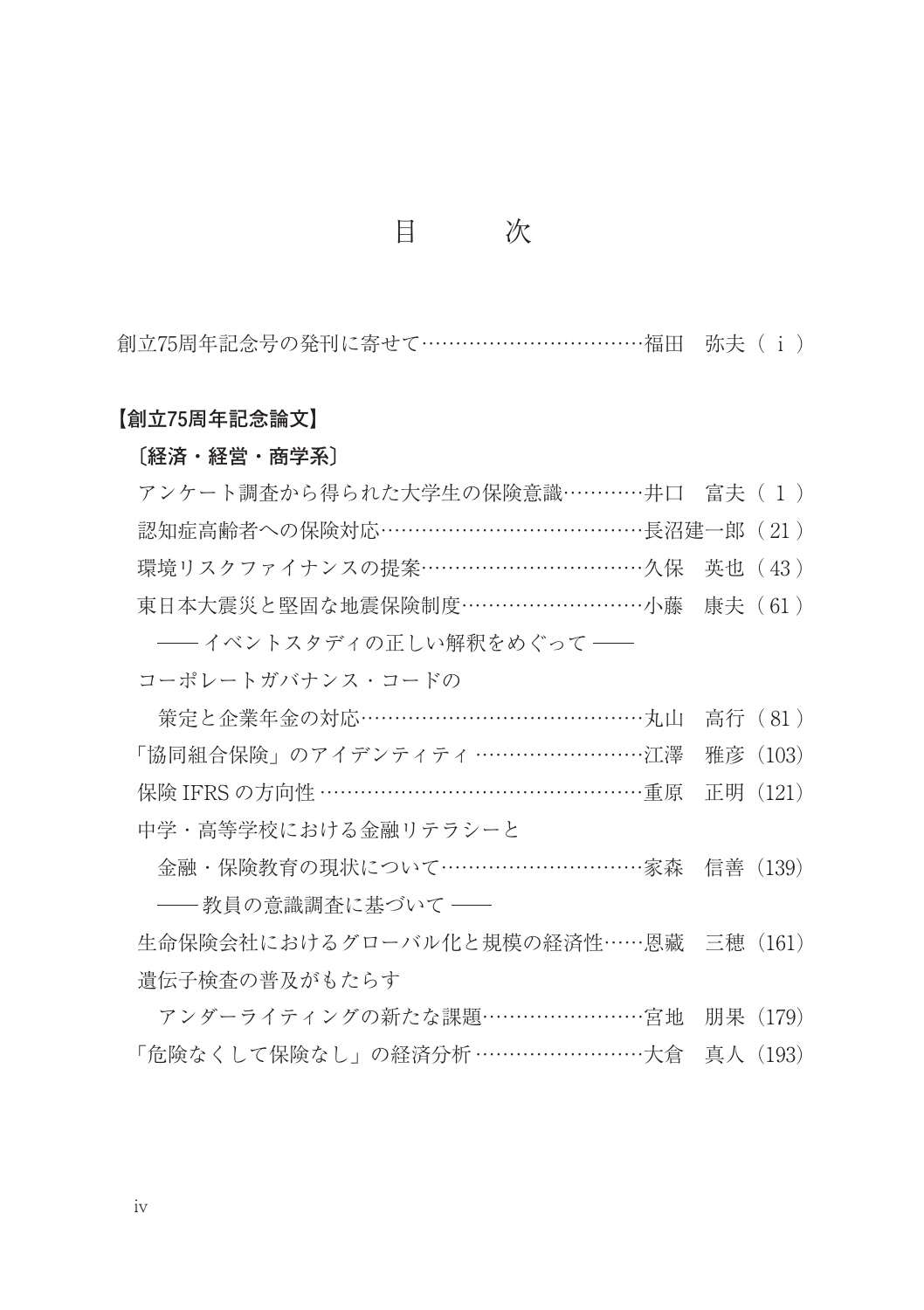# 目　次

創立75周年記念号の発刊に寄せて……………………………福田　弥夫（ i ）

**【創立75周年記念論文】**

**〔経済・経営・商学系〕**

アンケート調査から得られた大学生の保険意識…………井口　富夫（ 1 ）

認知症高齢者への保険対応…………………………………長沼建一郎（ 21 ）

環境リスクファイナンスの提案……………………………久保　英也（ 43 ）

東日本大震災と堅固な地震保険制度………………………小藤　康夫（ 61 ）

―― イベントスタディの正しい解釈をめぐって ――

コーポレートガバナンス・コードの
　策定と企業年金の対応……………………………………丸山　高行（ 81 ）

「協同組合保険」のアイデンティティ ……………………江澤　雅彦（103）

保険 IFRS の方向性 …………………………………………重原　正明（121）

中学・高等学校における金融リテラシーと
　金融・保険教育の現状について…………………………家森　信善（139）

―― 教員の意識調査に基づいて ――

生命保険会社におけるグローバル化と規模の経済性……恩藏　三穂（161）

遺伝子検査の普及がもたらす
　アンダーライティングの新たな課題……………………宮地　朋果（179）

「危険なくして保険なし」の経済分析 ……………………大倉　真人（193）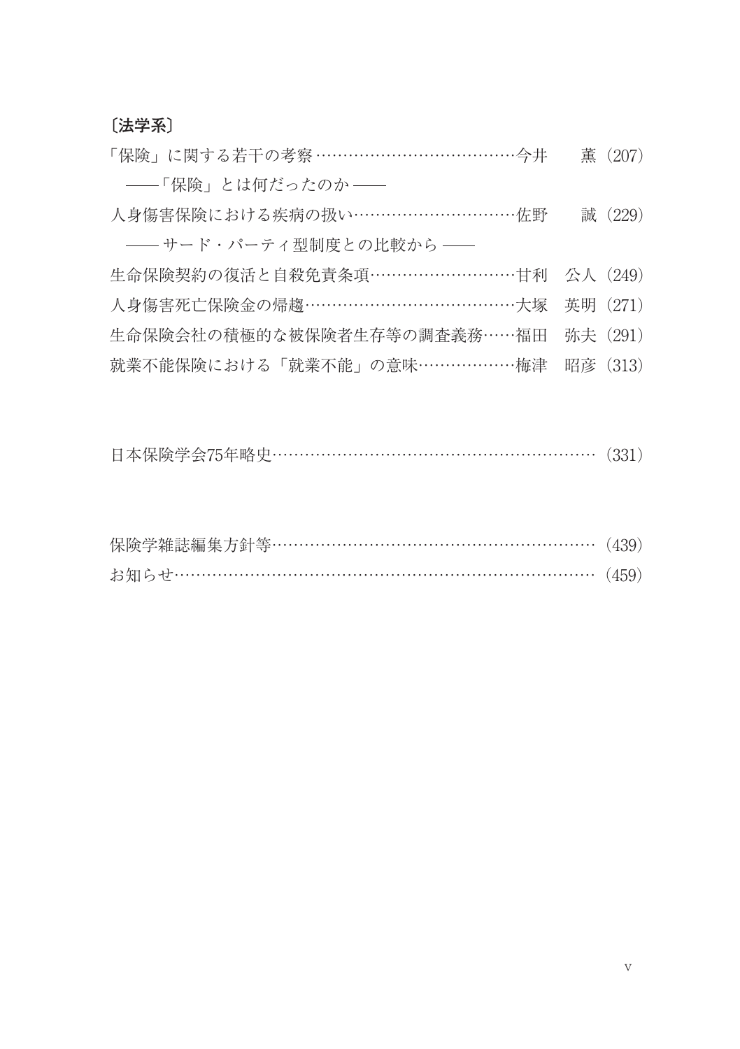〔法学系〕

「保険」に関する若干の考察……………………………………今井　薫（207）
　――「保険」とは何だったのか――

人身傷害保険における疾病の扱い…………………………………佐野　誠（229）
　―― サード・パーティ型制度との比較から ――

生命保険契約の復活と自殺免責条項………………………………甘利　公人（249）

人身傷害死亡保険金の帰趨…………………………………………大塚　英明（271）

生命保険会社の積極的な被保険者生存等の調査義務……福田　弥夫（291）

就業不能保険における「就業不能」の意味………………梅津　昭彦（313）

日本保険学会75年略史……………………………………………………（331）

保険学雑誌編集方針等……………………………………………………（439）

お知らせ………………………………………………………………………（459）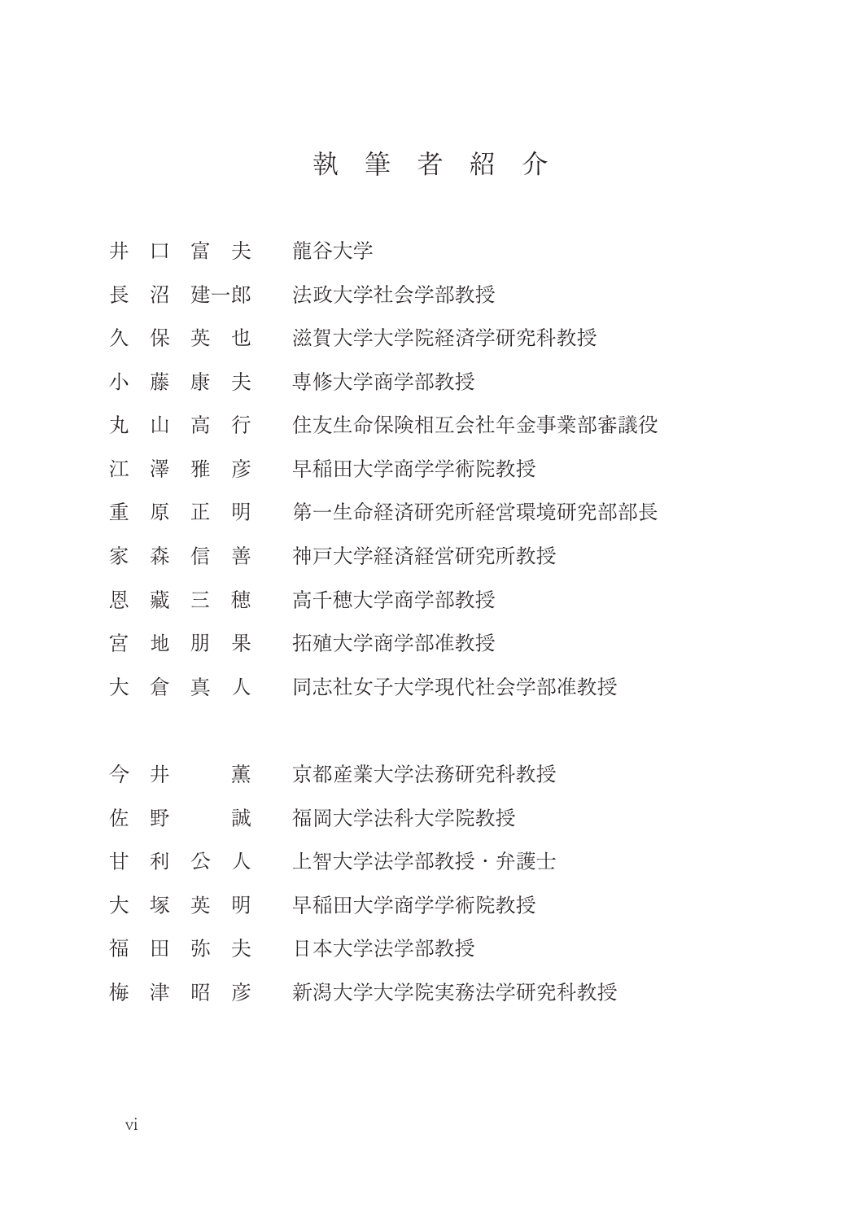# 執筆者紹介

| | |
|---|---|
| 井口富夫 | 龍谷大学 |
| 長沼建一郎 | 法政大学社会学部教授 |
| 久保英也 | 滋賀大学大学院経済学研究科教授 |
| 小藤康夫 | 専修大学商学部教授 |
| 丸山高行 | 住友生命保険相互会社年金事業部審議役 |
| 江澤雅彦 | 早稲田大学商学学術院教授 |
| 重原正明 | 第一生命経済研究所経営環境研究部部長 |
| 家森信善 | 神戸大学経済経営研究所教授 |
| 恩藏三穂 | 高千穂大学商学部教授 |
| 宮地朋果 | 拓殖大学商学部准教授 |
| 大倉真人 | 同志社女子大学現代社会学部准教授 |
| | |
| 今井薫 | 京都産業大学法務研究科教授 |
| 佐野誠 | 福岡大学法科大学院教授 |
| 甘利公人 | 上智大学法学部教授・弁護士 |
| 大塚英明 | 早稲田大学商学学術院教授 |
| 福田弥夫 | 日本大学法学部教授 |
| 梅津昭彦 | 新潟大学大学院実務法学研究科教授 |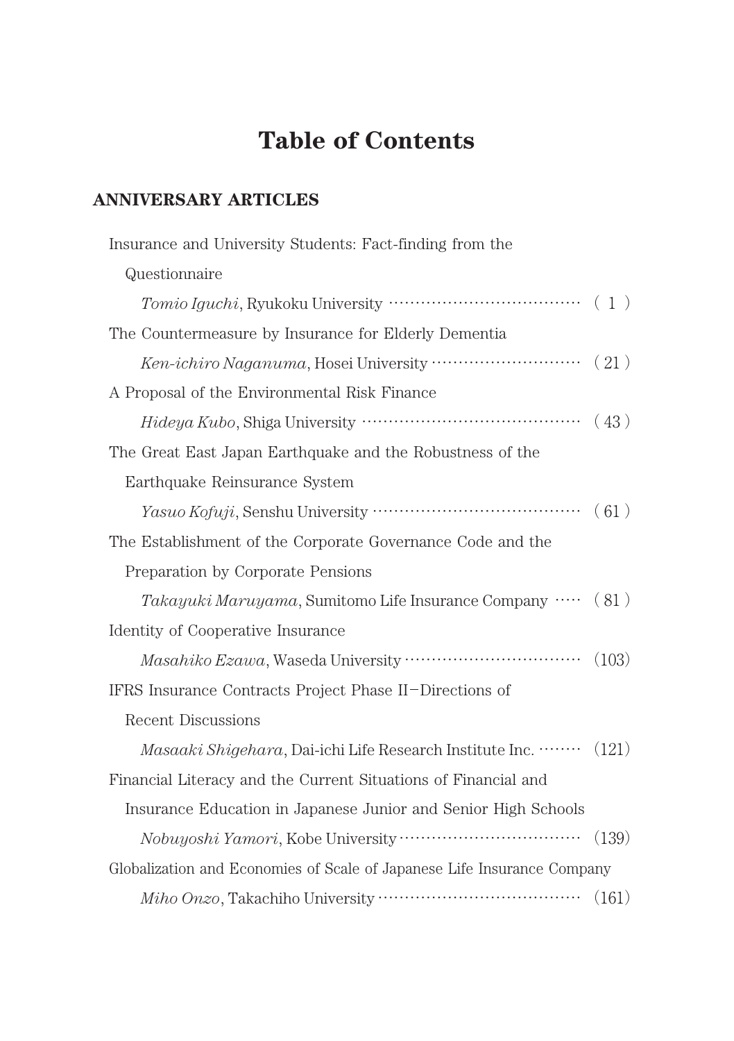# Table of Contents

## ANNIVERSARY ARTICLES

Insurance and University Students: Fact-finding from the Questionnaire
*Tomio Iguchi*, Ryukoku University ……………………………… ( 1 )

The Countermeasure by Insurance for Elderly Dementia
*Ken-ichiro Naganuma*, Hosei University ……………………… ( 21 )

A Proposal of the Environmental Risk Finance
*Hideya Kubo*, Shiga University …………………………………… ( 43 )

The Great East Japan Earthquake and the Robustness of the Earthquake Reinsurance System
*Yasuo Kofuji*, Senshu University ………………………………… ( 61 )

The Establishment of the Corporate Governance Code and the Preparation by Corporate Pensions
*Takayuki Maruyama*, Sumitomo Life Insurance Company ….. ( 81 )

Identity of Cooperative Insurance
*Masahiko Ezawa*, Waseda University …………………………… (103)

IFRS Insurance Contracts Project Phase II－Directions of Recent Discussions
*Masaaki Shigehara*, Dai-ichi Life Research Institute Inc. ……… (121)

Financial Literacy and the Current Situations of Financial and Insurance Education in Japanese Junior and Senior High Schools
*Nobuyoshi Yamori*, Kobe University …………………………… (139)

Globalization and Economies of Scale of Japanese Life Insurance Company
*Miho Onzo*, Takachiho University ……………………………… (161)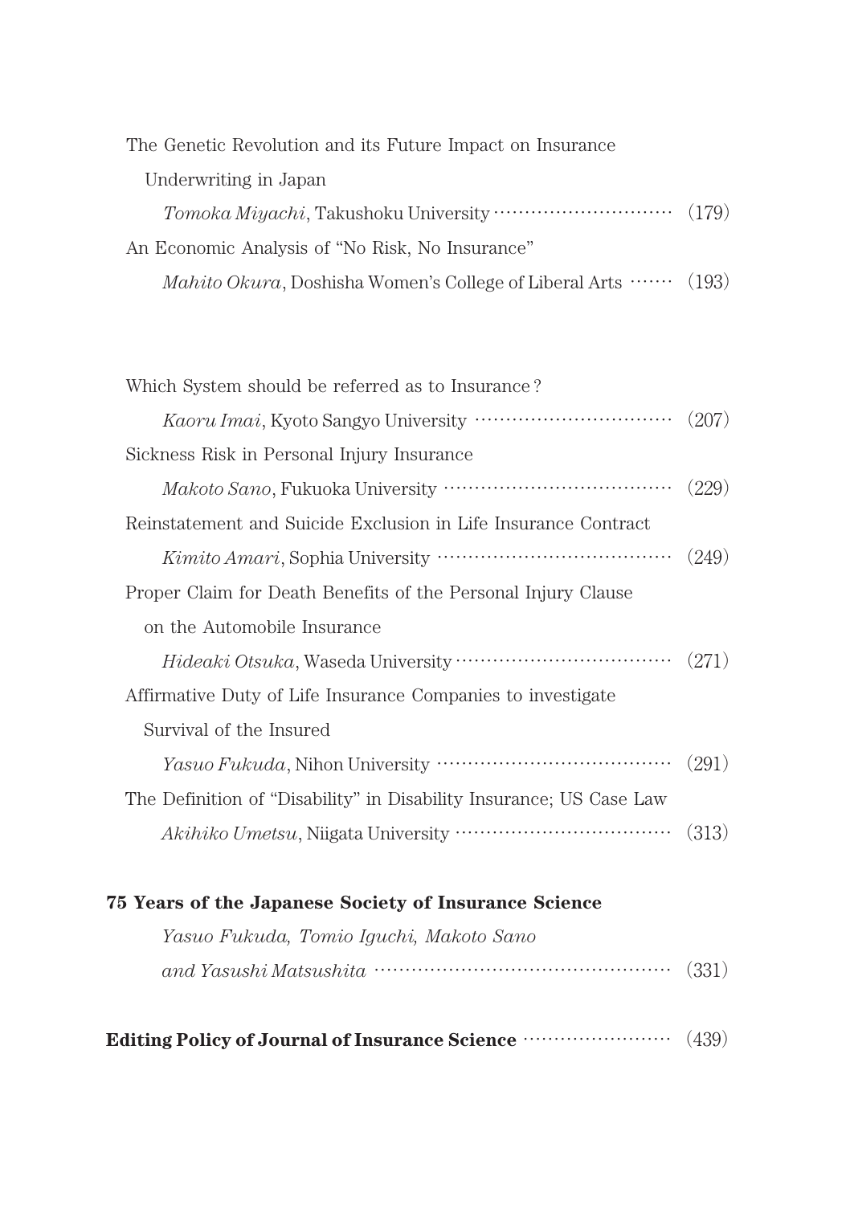The Genetic Revolution and its Future Impact on Insurance Underwriting in Japan

*Tomoka Miyachi*, Takushoku University ............................ (179)

An Economic Analysis of “No Risk, No Insurance”

*Mahito Okura*, Doshisha Women's College of Liberal Arts ....... (193)

Which System should be referred as to Insurance?

*Kaoru Imai*, Kyoto Sangyo University ................................ (207)

Sickness Risk in Personal Injury Insurance

*Makoto Sano*, Fukuoka University .................................... (229)

Reinstatement and Suicide Exclusion in Life Insurance Contract

*Kimito Amari*, Sophia University ..................................... (249)

Proper Claim for Death Benefits of the Personal Injury Clause on the Automobile Insurance

*Hideaki Otsuka*, Waseda University .................................. (271)

Affirmative Duty of Life Insurance Companies to investigate Survival of the Insured

*Yasuo Fukuda*, Nihon University ..................................... (291)

The Definition of “Disability” in Disability Insurance; US Case Law

*Akihiko Umetsu*, Niigata University .................................. (313)

**75 Years of the Japanese Society of Insurance Science**

*Yasuo Fukuda, Tomio Iguchi, Makoto Sano and Yasushi Matsushita* ................................................ (331)

**Editing Policy of Journal of Insurance Science** ........................ (439)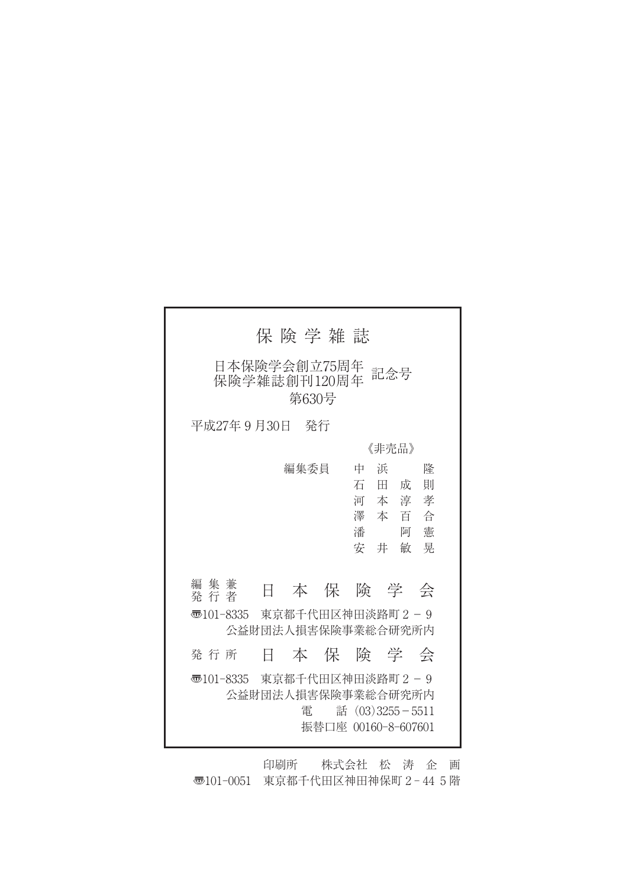# 保険学雑誌

日本保険学会創立75周年
保険学雑誌創刊120周年 記念号

第630号

平成27年９月30日　発行

《非売品》

編集委員　中浜　隆
石田成則
河本淳孝
澤本百合
潘　阿憲
安井敏晃

編集兼発行者　日本保険学会

〒101-8335　東京都千代田区神田淡路町２－９
公益財団法人損害保険事業総合研究所内

発行所　日本保険学会

〒101-8335　東京都千代田区神田淡路町２－９
公益財団法人損害保険事業総合研究所内
電　話 (03)3255－5511
振替口座 00160-8-607601

印刷所　株式会社 松 涛 企 画
〒101-0051　東京都千代田区神田神保町２－44 ５階